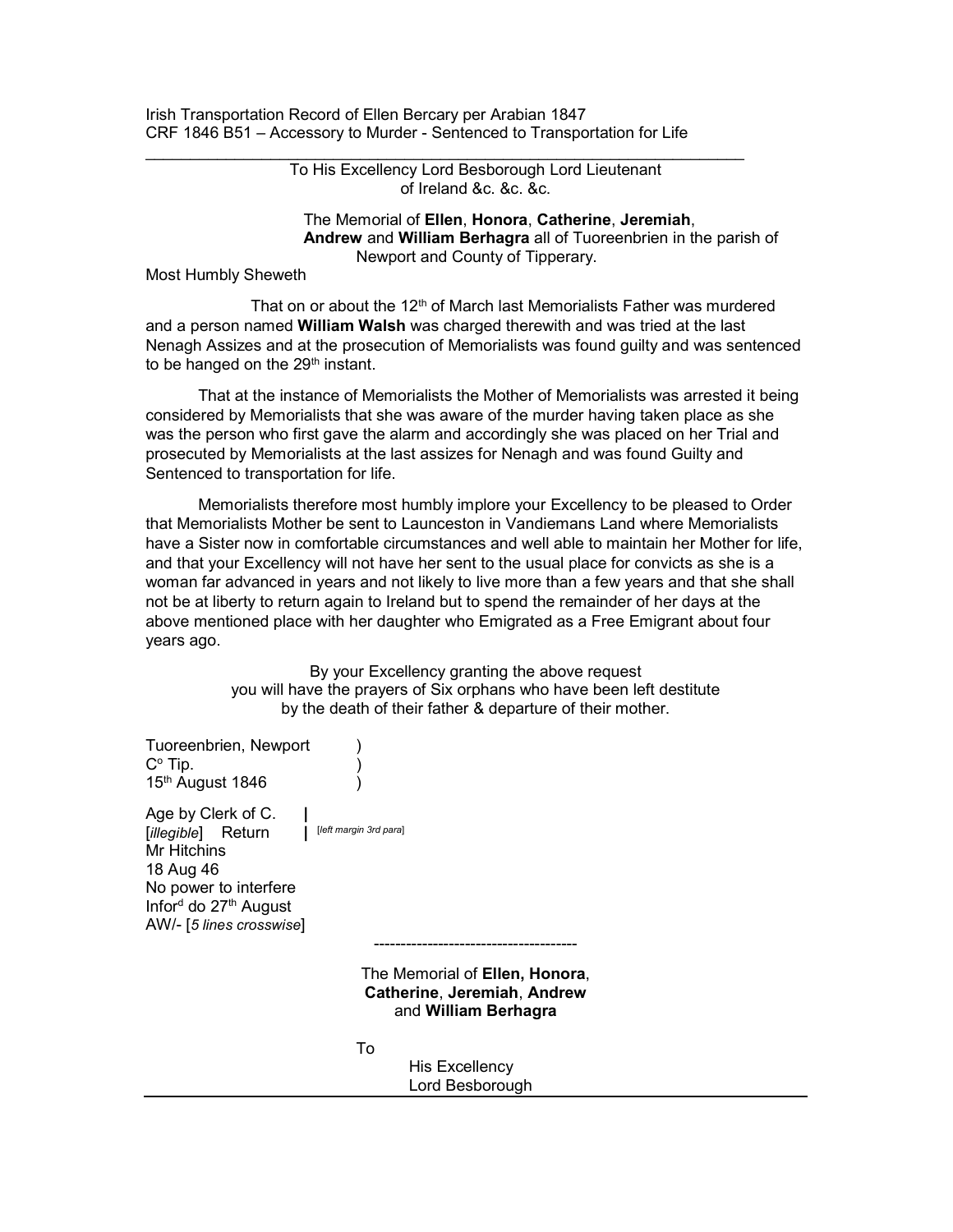Irish Transportation Record of Ellen Bercary per Arabian 1847
CRF 1846 B51 – Accessory to Murder - Sentenced to Transportation for Life

---

To His Excellency Lord Besborough Lord Lieutenant
of Ireland &c. &c. &c.

The Memorial of **Ellen**, **Honora**, **Catherine**, **Jeremiah**, **Andrew** and **William Berhagra** all of Tuoreenbrien in the parish of Newport and County of Tipperary.

Most Humbly Sheweth

That on or about the 12th of March last Memorialists Father was murdered and a person named **William Walsh** was charged therewith and was tried at the last Nenagh Assizes and at the prosecution of Memorialists was found guilty and was sentenced to be hanged on the 29th instant.

That at the instance of Memorialists the Mother of Memorialists was arrested it being considered by Memorialists that she was aware of the murder having taken place as she was the person who first gave the alarm and accordingly she was placed on her Trial and prosecuted by Memorialists at the last assizes for Nenagh and was found Guilty and Sentenced to transportation for life.

Memorialists therefore most humbly implore your Excellency to be pleased to Order that Memorialists Mother be sent to Launceston in Vandiemans Land where Memorialists have a Sister now in comfortable circumstances and well able to maintain her Mother for life, and that your Excellency will not have her sent to the usual place for convicts as she is a woman far advanced in years and not likely to live more than a few years and that she shall not be at liberty to return again to Ireland but to spend the remainder of her days at the above mentioned place with her daughter who Emigrated as a Free Emigrant about four years ago.

By your Excellency granting the above request
you will have the prayers of Six orphans who have been left destitute
by the death of their father & departure of their mother.

Tuoreenbrien, Newport )
Co Tip. )
15th August 1846 )

Age by Clerk of C. | [*left margin 3rd para*]
[*illegible*] Return |
Mr Hitchins
18 Aug 46
No power to interfere
Inford do 27th August
AW/- [*5 lines crosswise*]

---

The Memorial of **Ellen, Honora**, **Catherine**, **Jeremiah**, **Andrew** and **William Berhagra**

To
His Excellency
Lord Besborough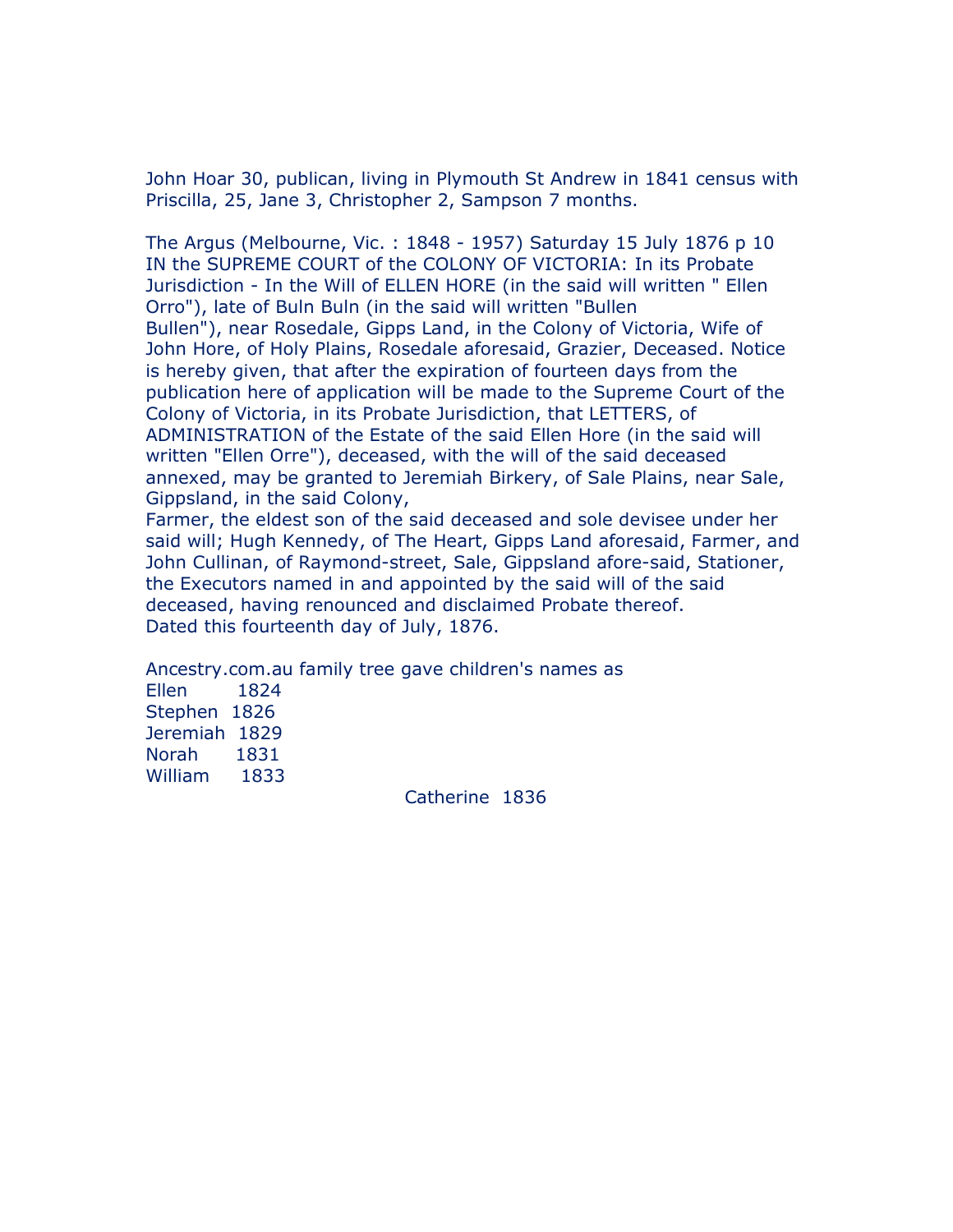John Hoar 30, publican, living in Plymouth St Andrew in 1841 census with Priscilla, 25, Jane 3, Christopher 2, Sampson 7 months.

The Argus (Melbourne, Vic. : 1848 - 1957) Saturday 15 July 1876 p 10
IN the SUPREME COURT of the COLONY OF VICTORIA: In its Probate Jurisdiction - In the Will of ELLEN HORE (in the said will written " Ellen Orro"), late of Buln Buln (in the said will written "Bullen Bullen"), near Rosedale, Gipps Land, in the Colony of Victoria, Wife of John Hore, of Holy Plains, Rosedale aforesaid, Grazier, Deceased. Notice is hereby given, that after the expiration of fourteen days from the publication here of application will be made to the Supreme Court of the Colony of Victoria, in its Probate Jurisdiction, that LETTERS, of ADMINISTRATION of the Estate of the said Ellen Hore (in the said will written "Ellen Orre"), deceased, with the will of the said deceased annexed, may be granted to Jeremiah Birkery, of Sale Plains, near Sale, Gippsland, in the said Colony,
Farmer, the eldest son of the said deceased and sole devisee under her said will; Hugh Kennedy, of The Heart, Gipps Land aforesaid, Farmer, and John Cullinan, of Raymond-street, Sale, Gippsland afore-said, Stationer, the Executors named in and appointed by the said will of the said deceased, having renounced and disclaimed Probate thereof.
Dated this fourteenth day of July, 1876.

Ancestry.com.au family tree gave children's names as
Ellen 1824
Stephen 1826
Jeremiah 1829
Norah 1831
William 1833
Catherine 1836